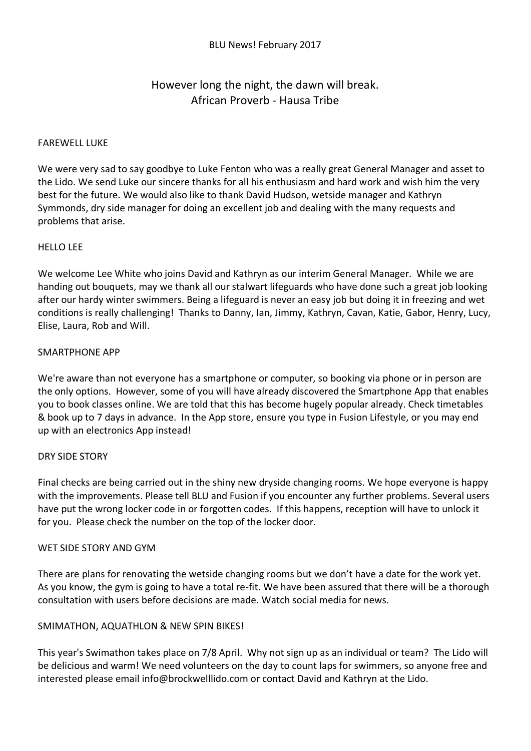BLU News! February 2017

## However long the night, the dawn will break.
## African Proverb - Hausa Tribe

### FAREWELL LUKE

We were very sad to say goodbye to Luke Fenton who was a really great General Manager and asset to the Lido. We send Luke our sincere thanks for all his enthusiasm and hard work and wish him the very best for the future. We would also like to thank David Hudson, wetside manager and Kathryn Symmonds, dry side manager for doing an excellent job and dealing with the many requests and problems that arise.

### HELLO LEE

We welcome Lee White who joins David and Kathryn as our interim General Manager. While we are handing out bouquets, may we thank all our stalwart lifeguards who have done such a great job looking after our hardy winter swimmers. Being a lifeguard is never an easy job but doing it in freezing and wet conditions is really challenging! Thanks to Danny, Ian, Jimmy, Kathryn, Cavan, Katie, Gabor, Henry, Lucy, Elise, Laura, Rob and Will.

### SMARTPHONE APP

We're aware than not everyone has a smartphone or computer, so booking via phone or in person are the only options. However, some of you will have already discovered the Smartphone App that enables you to book classes online. We are told that this has become hugely popular already. Check timetables & book up to 7 days in advance. In the App store, ensure you type in Fusion Lifestyle, or you may end up with an electronics App instead!

### DRY SIDE STORY

Final checks are being carried out in the shiny new dryside changing rooms. We hope everyone is happy with the improvements. Please tell BLU and Fusion if you encounter any further problems. Several users have put the wrong locker code in or forgotten codes. If this happens, reception will have to unlock it for you. Please check the number on the top of the locker door.

### WET SIDE STORY AND GYM

There are plans for renovating the wetside changing rooms but we don't have a date for the work yet. As you know, the gym is going to have a total re-fit. We have been assured that there will be a thorough consultation with users before decisions are made. Watch social media for news.

### SMIMATHON, AQUATHLON & NEW SPIN BIKES!

This year's Swimathon takes place on 7/8 April. Why not sign up as an individual or team? The Lido will be delicious and warm! We need volunteers on the day to count laps for swimmers, so anyone free and interested please email info@brockwelllido.com or contact David and Kathryn at the Lido.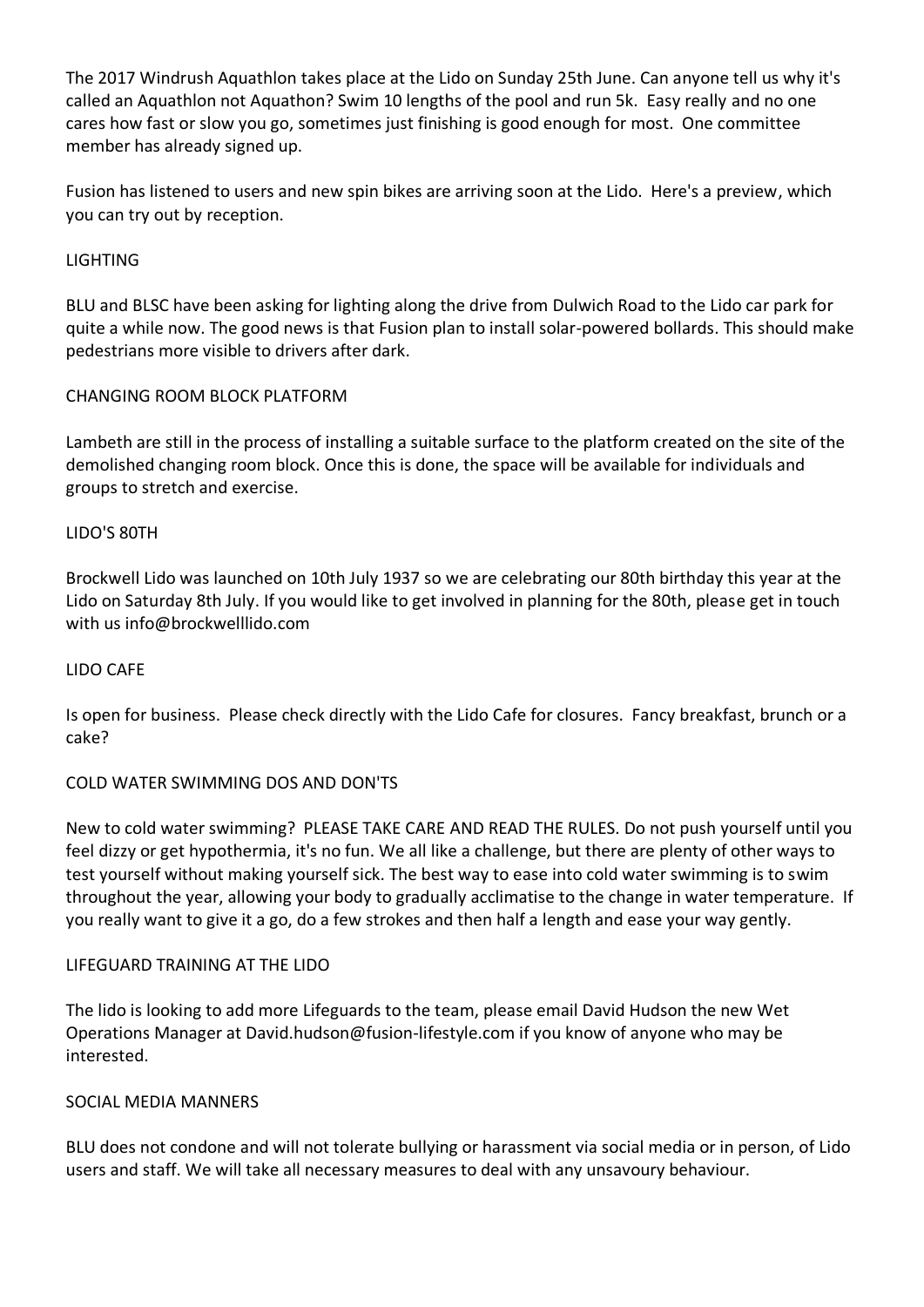The 2017 Windrush Aquathlon takes place at the Lido on Sunday 25th June. Can anyone tell us why it's called an Aquathlon not Aquathon? Swim 10 lengths of the pool and run 5k. Easy really and no one cares how fast or slow you go, sometimes just finishing is good enough for most. One committee member has already signed up.

Fusion has listened to users and new spin bikes are arriving soon at the Lido. Here's a preview, which you can try out by reception.

## LIGHTING

BLU and BLSC have been asking for lighting along the drive from Dulwich Road to the Lido car park for quite a while now. The good news is that Fusion plan to install solar-powered bollards. This should make pedestrians more visible to drivers after dark.

## CHANGING ROOM BLOCK PLATFORM

Lambeth are still in the process of installing a suitable surface to the platform created on the site of the demolished changing room block. Once this is done, the space will be available for individuals and groups to stretch and exercise.

## LIDO'S 80TH

Brockwell Lido was launched on 10th July 1937 so we are celebrating our 80th birthday this year at the Lido on Saturday 8th July. If you would like to get involved in planning for the 80th, please get in touch with us info@brockwelllido.com

## LIDO CAFE

Is open for business. Please check directly with the Lido Cafe for closures. Fancy breakfast, brunch or a cake?

## COLD WATER SWIMMING DOS AND DON'TS

New to cold water swimming? PLEASE TAKE CARE AND READ THE RULES. Do not push yourself until you feel dizzy or get hypothermia, it's no fun. We all like a challenge, but there are plenty of other ways to test yourself without making yourself sick. The best way to ease into cold water swimming is to swim throughout the year, allowing your body to gradually acclimatise to the change in water temperature. If you really want to give it a go, do a few strokes and then half a length and ease your way gently.

## LIFEGUARD TRAINING AT THE LIDO

The lido is looking to add more Lifeguards to the team, please email David Hudson the new Wet Operations Manager at David.hudson@fusion-lifestyle.com if you know of anyone who may be interested.

## SOCIAL MEDIA MANNERS

BLU does not condone and will not tolerate bullying or harassment via social media or in person, of Lido users and staff. We will take all necessary measures to deal with any unsavoury behaviour.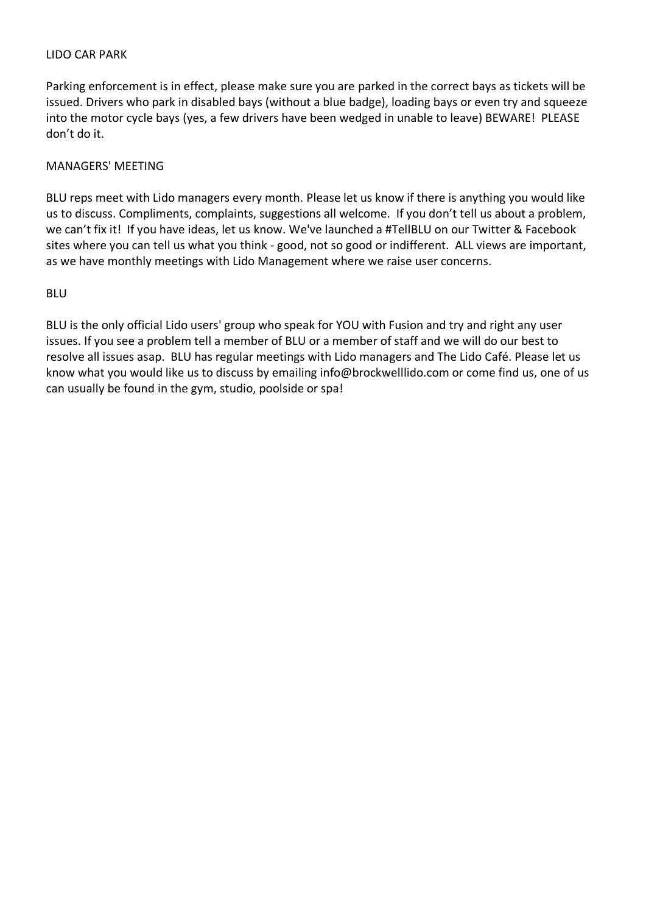## LIDO CAR PARK

Parking enforcement is in effect, please make sure you are parked in the correct bays as tickets will be issued. Drivers who park in disabled bays (without a blue badge), loading bays or even try and squeeze into the motor cycle bays (yes, a few drivers have been wedged in unable to leave) BEWARE! PLEASE don't do it.

## MANAGERS' MEETING

BLU reps meet with Lido managers every month. Please let us know if there is anything you would like us to discuss. Compliments, complaints, suggestions all welcome. If you don't tell us about a problem, we can't fix it! If you have ideas, let us know. We've launched a #TellBLU on our Twitter & Facebook sites where you can tell us what you think - good, not so good or indifferent. ALL views are important, as we have monthly meetings with Lido Management where we raise user concerns.

## BLU

BLU is the only official Lido users' group who speak for YOU with Fusion and try and right any user issues. If you see a problem tell a member of BLU or a member of staff and we will do our best to resolve all issues asap. BLU has regular meetings with Lido managers and The Lido Café. Please let us know what you would like us to discuss by emailing info@brockwelllido.com or come find us, one of us can usually be found in the gym, studio, poolside or spa!